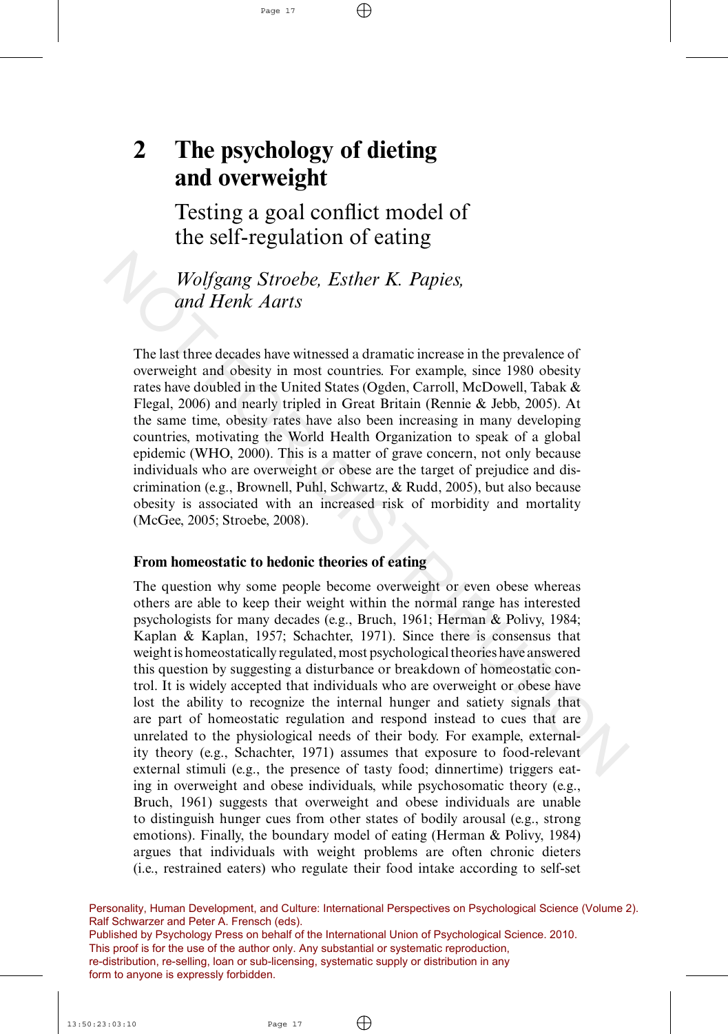# 2 The psychology of dieting and overweight

## Testing a goal conflict model of the self-regulation of eating

*Wolfgang Stroebe, Esther K. Papies, and Henk Aarts*

The last three decades have witnessed a dramatic increase in the prevalence of overweight and obesity in most countries. For example, since 1980 obesity rates have doubled in the United States (Ogden, Carroll, McDowell, Tabak & Flegal, 2006) and nearly tripled in Great Britain (Rennie & Jebb, 2005). At the same time, obesity rates have also been increasing in many developing countries, motivating the World Health Organization to speak of a global epidemic (WHO, 2000). This is a matter of grave concern, not only because individuals who are overweight or obese are the target of prejudice and discrimination (e.g., Brownell, Puhl, Schwartz, & Rudd, 2005), but also because obesity is associated with an increased risk of morbidity and mortality (McGee, 2005; Stroebe, 2008).

### From homeostatic to hedonic theories of eating

The question why some people become overweight or even obese whereas others are able to keep their weight within the normal range has interested psychologists for many decades (e.g., Bruch, 1961; Herman & Polivy, 1984; Kaplan & Kaplan, 1957; Schachter, 1971). Since there is consensus that weight is homeostatically regulated, most psychological theories have answered this question by suggesting a disturbance or breakdown of homeostatic control. It is widely accepted that individuals who are overweight or obese have lost the ability to recognize the internal hunger and satiety signals that are part of homeostatic regulation and respond instead to cues that are unrelated to the physiological needs of their body. For example, externality theory (e.g., Schachter, 1971) assumes that exposure to food-relevant external stimuli (e.g., the presence of tasty food; dinnertime) triggers eating in overweight and obese individuals, while psychosomatic theory (e.g., Bruch, 1961) suggests that overweight and obese individuals are unable to distinguish hunger cues from other states of bodily arousal (e.g., strong emotions). Finally, the boundary model of eating (Herman & Polivy, 1984) argues that individuals with weight problems are often chronic dieters (i.e., restrained eaters) who regulate their food intake according to self-set

Personality, Human Development, and Culture: International Perspectives on Psychological Science (Volume 2). Ralf Schwarzer and Peter A. Frensch (eds).
Published by Psychology Press on behalf of the International Union of Psychological Science. 2010.
This proof is for the use of the author only. Any substantial or systematic reproduction, re-distribution, re-selling, loan or sub-licensing, systematic supply or distribution in any form to anyone is expressly forbidden.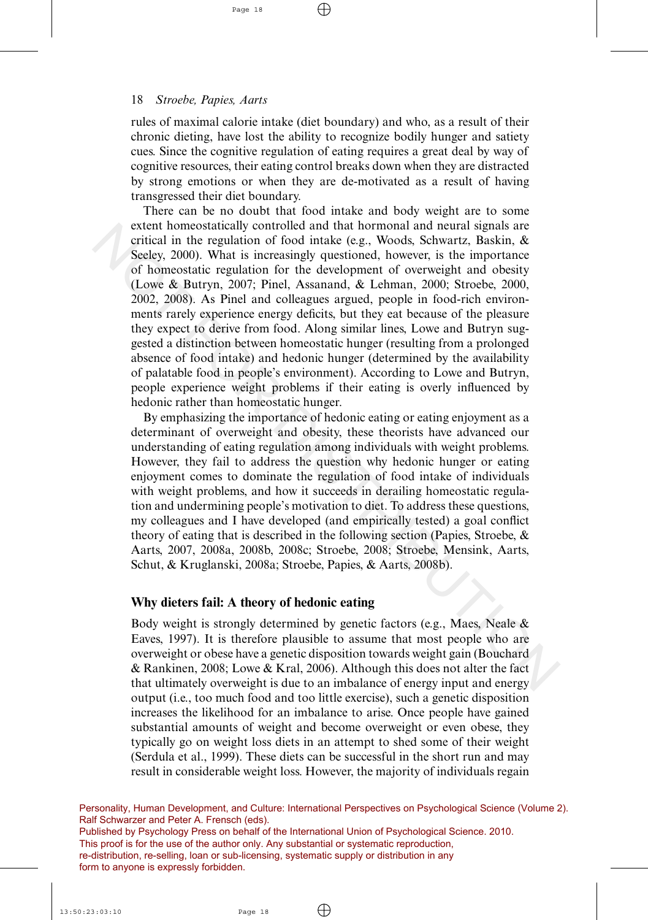rules of maximal calorie intake (diet boundary) and who, as a result of their chronic dieting, have lost the ability to recognize bodily hunger and satiety cues. Since the cognitive regulation of eating requires a great deal by way of cognitive resources, their eating control breaks down when they are distracted by strong emotions or when they are de-motivated as a result of having transgressed their diet boundary.

There can be no doubt that food intake and body weight are to some extent homeostatically controlled and that hormonal and neural signals are critical in the regulation of food intake (e.g., Woods, Schwartz, Baskin, & Seeley, 2000). What is increasingly questioned, however, is the importance of homeostatic regulation for the development of overweight and obesity (Lowe & Butryn, 2007; Pinel, Assanand, & Lehman, 2000; Stroebe, 2000, 2002, 2008). As Pinel and colleagues argued, people in food-rich environments rarely experience energy deficits, but they eat because of the pleasure they expect to derive from food. Along similar lines, Lowe and Butryn suggested a distinction between homeostatic hunger (resulting from a prolonged absence of food intake) and hedonic hunger (determined by the availability of palatable food in people's environment). According to Lowe and Butryn, people experience weight problems if their eating is overly influenced by hedonic rather than homeostatic hunger.

By emphasizing the importance of hedonic eating or eating enjoyment as a determinant of overweight and obesity, these theorists have advanced our understanding of eating regulation among individuals with weight problems. However, they fail to address the question why hedonic hunger or eating enjoyment comes to dominate the regulation of food intake of individuals with weight problems, and how it succeeds in derailing homeostatic regulation and undermining people's motivation to diet. To address these questions, my colleagues and I have developed (and empirically tested) a goal conflict theory of eating that is described in the following section (Papies, Stroebe, & Aarts, 2007, 2008a, 2008b, 2008c; Stroebe, 2008; Stroebe, Mensink, Aarts, Schut, & Kruglanski, 2008a; Stroebe, Papies, & Aarts, 2008b).

## Why dieters fail: A theory of hedonic eating

Body weight is strongly determined by genetic factors (e.g., Maes, Neale & Eaves, 1997). It is therefore plausible to assume that most people who are overweight or obese have a genetic disposition towards weight gain (Bouchard & Rankinen, 2008; Lowe & Kral, 2006). Although this does not alter the fact that ultimately overweight is due to an imbalance of energy input and energy output (i.e., too much food and too little exercise), such a genetic disposition increases the likelihood for an imbalance to arise. Once people have gained substantial amounts of weight and become overweight or even obese, they typically go on weight loss diets in an attempt to shed some of their weight (Serdula et al., 1999). These diets can be successful in the short run and may result in considerable weight loss. However, the majority of individuals regain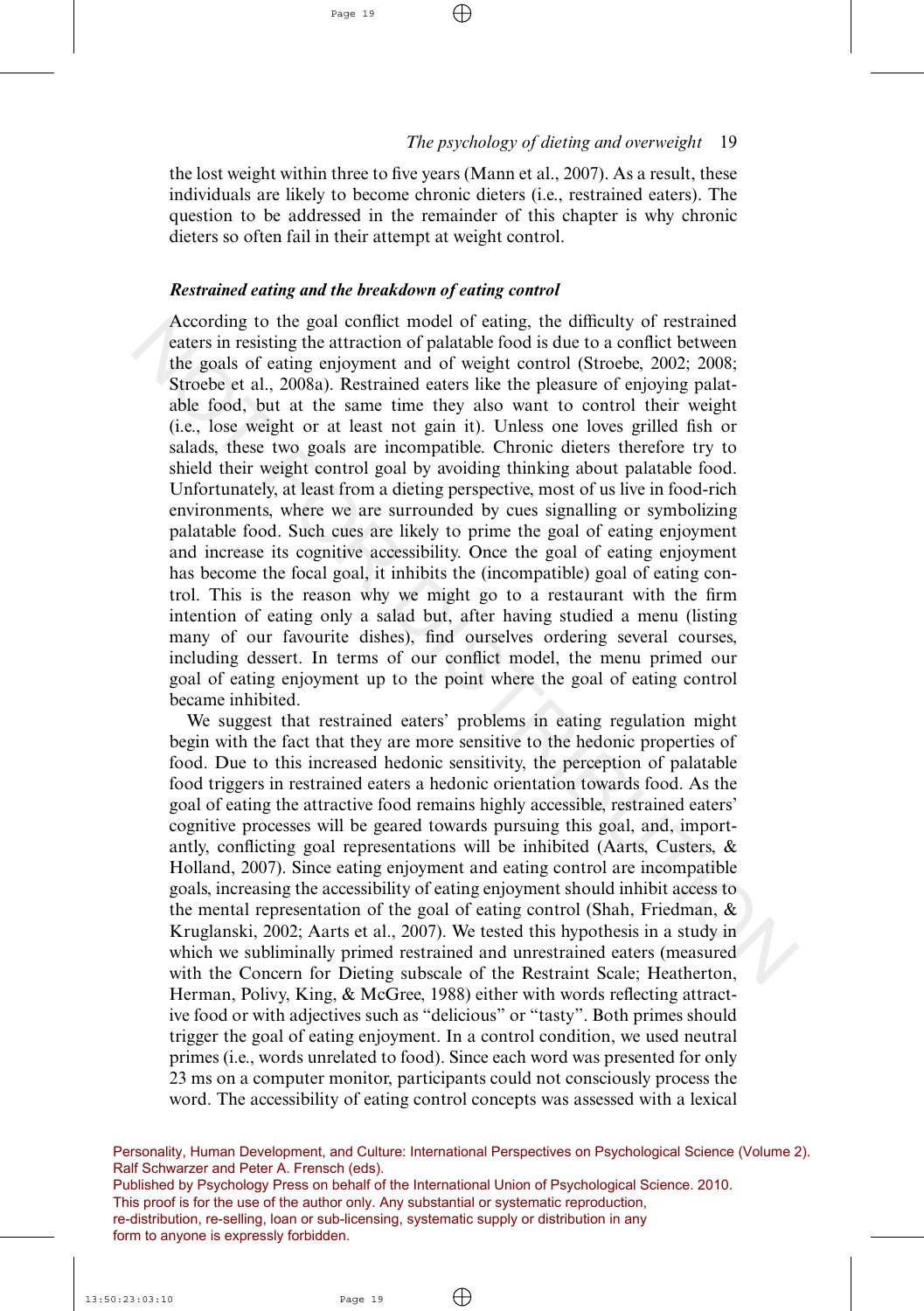the lost weight within three to five years (Mann et al., 2007). As a result, these individuals are likely to become chronic dieters (i.e., restrained eaters). The question to be addressed in the remainder of this chapter is why chronic dieters so often fail in their attempt at weight control.

### *Restrained eating and the breakdown of eating control*

According to the goal conflict model of eating, the difficulty of restrained eaters in resisting the attraction of palatable food is due to a conflict between the goals of eating enjoyment and of weight control (Stroebe, 2002; 2008; Stroebe et al., 2008a). Restrained eaters like the pleasure of enjoying palatable food, but at the same time they also want to control their weight (i.e., lose weight or at least not gain it). Unless one loves grilled fish or salads, these two goals are incompatible. Chronic dieters therefore try to shield their weight control goal by avoiding thinking about palatable food. Unfortunately, at least from a dieting perspective, most of us live in food-rich environments, where we are surrounded by cues signalling or symbolizing palatable food. Such cues are likely to prime the goal of eating enjoyment and increase its cognitive accessibility. Once the goal of eating enjoyment has become the focal goal, it inhibits the (incompatible) goal of eating control. This is the reason why we might go to a restaurant with the firm intention of eating only a salad but, after having studied a menu (listing many of our favourite dishes), find ourselves ordering several courses, including dessert. In terms of our conflict model, the menu primed our goal of eating enjoyment up to the point where the goal of eating control became inhibited.

We suggest that restrained eaters' problems in eating regulation might begin with the fact that they are more sensitive to the hedonic properties of food. Due to this increased hedonic sensitivity, the perception of palatable food triggers in restrained eaters a hedonic orientation towards food. As the goal of eating the attractive food remains highly accessible, restrained eaters' cognitive processes will be geared towards pursuing this goal, and, importantly, conflicting goal representations will be inhibited (Aarts, Custers, & Holland, 2007). Since eating enjoyment and eating control are incompatible goals, increasing the accessibility of eating enjoyment should inhibit access to the mental representation of the goal of eating control (Shah, Friedman, & Kruglanski, 2002; Aarts et al., 2007). We tested this hypothesis in a study in which we subliminally primed restrained and unrestrained eaters (measured with the Concern for Dieting subscale of the Restraint Scale; Heatherton, Herman, Polivy, King, & McGree, 1988) either with words reflecting attractive food or with adjectives such as "delicious" or "tasty". Both primes should trigger the goal of eating enjoyment. In a control condition, we used neutral primes (i.e., words unrelated to food). Since each word was presented for only 23 ms on a computer monitor, participants could not consciously process the word. The accessibility of eating control concepts was assessed with a lexical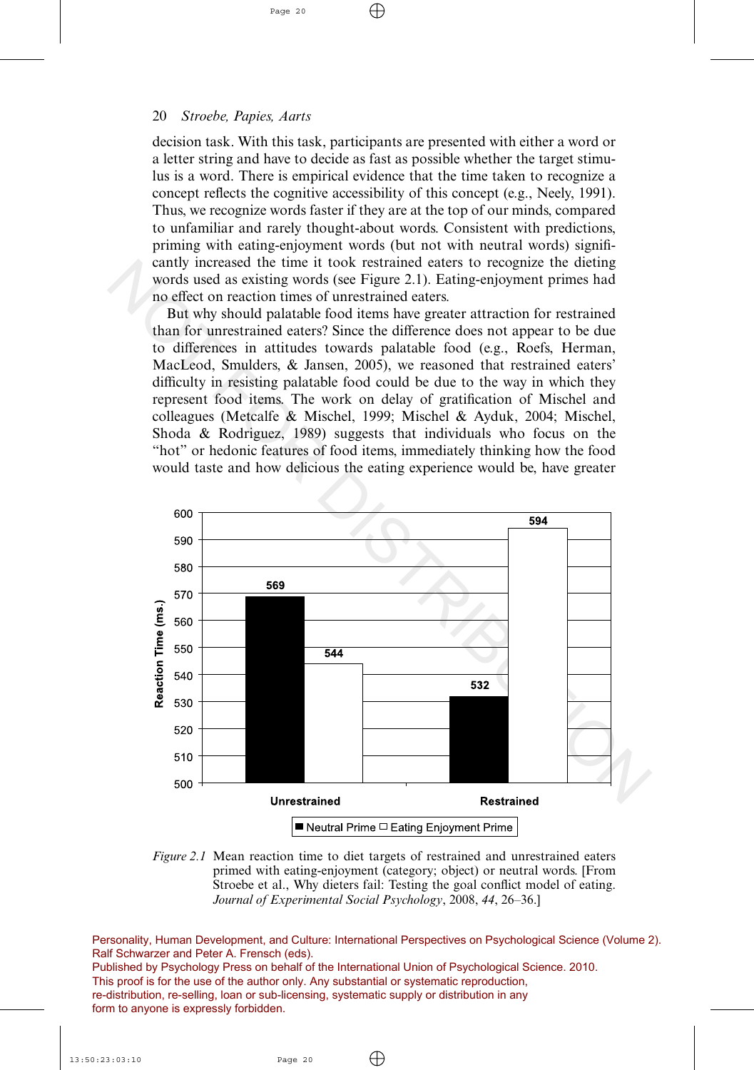decision task. With this task, participants are presented with either a word or a letter string and have to decide as fast as possible whether the target stimulus is a word. There is empirical evidence that the time taken to recognize a concept reflects the cognitive accessibility of this concept (e.g., Neely, 1991). Thus, we recognize words faster if they are at the top of our minds, compared to unfamiliar and rarely thought-about words. Consistent with predictions, priming with eating-enjoyment words (but not with neutral words) significantly increased the time it took restrained eaters to recognize the dieting words used as existing words (see Figure 2.1). Eating-enjoyment primes had no effect on reaction times of unrestrained eaters.

But why should palatable food items have greater attraction for restrained than for unrestrained eaters? Since the difference does not appear to be due to differences in attitudes towards palatable food (e.g., Roefs, Herman, MacLeod, Smulders, & Jansen, 2005), we reasoned that restrained eaters' difficulty in resisting palatable food could be due to the way in which they represent food items. The work on delay of gratification of Mischel and colleagues (Metcalfe & Mischel, 1999; Mischel & Ayduk, 2004; Mischel, Shoda & Rodriguez, 1989) suggests that individuals who focus on the "hot" or hedonic features of food items, immediately thinking how the food would taste and how delicious the eating experience would be, have greater

*Figure 2.1* Mean reaction time to diet targets of restrained and unrestrained eaters primed with eating-enjoyment (category; object) or neutral words. [From Stroebe et al., Why dieters fail: Testing the goal conflict model of eating. *Journal of Experimental Social Psychology*, 2008, *44*, 26–36.]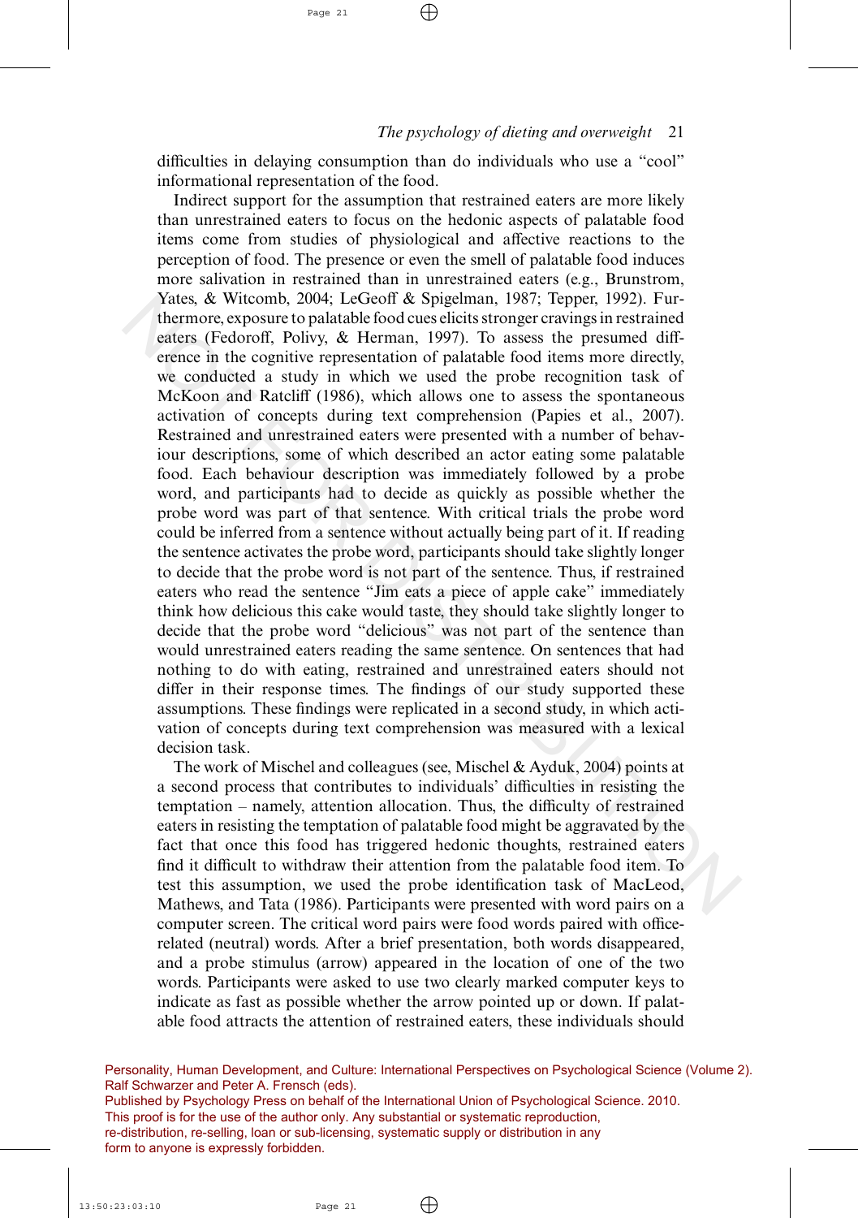difficulties in delaying consumption than do individuals who use a "cool" informational representation of the food.

Indirect support for the assumption that restrained eaters are more likely than unrestrained eaters to focus on the hedonic aspects of palatable food items come from studies of physiological and affective reactions to the perception of food. The presence or even the smell of palatable food induces more salivation in restrained than in unrestrained eaters (e.g., Brunstrom, Yates, & Witcomb, 2004; LeGeoff & Spigelman, 1987; Tepper, 1992). Furthermore, exposure to palatable food cues elicits stronger cravings in restrained eaters (Fedoroff, Polivy, & Herman, 1997). To assess the presumed difference in the cognitive representation of palatable food items more directly, we conducted a study in which we used the probe recognition task of McKoon and Ratcliff (1986), which allows one to assess the spontaneous activation of concepts during text comprehension (Papies et al., 2007). Restrained and unrestrained eaters were presented with a number of behaviour descriptions, some of which described an actor eating some palatable food. Each behaviour description was immediately followed by a probe word, and participants had to decide as quickly as possible whether the probe word was part of that sentence. With critical trials the probe word could be inferred from a sentence without actually being part of it. If reading the sentence activates the probe word, participants should take slightly longer to decide that the probe word is not part of the sentence. Thus, if restrained eaters who read the sentence "Jim eats a piece of apple cake" immediately think how delicious this cake would taste, they should take slightly longer to decide that the probe word "delicious" was not part of the sentence than would unrestrained eaters reading the same sentence. On sentences that had nothing to do with eating, restrained and unrestrained eaters should not differ in their response times. The findings of our study supported these assumptions. These findings were replicated in a second study, in which activation of concepts during text comprehension was measured with a lexical decision task.

The work of Mischel and colleagues (see, Mischel & Ayduk, 2004) points at a second process that contributes to individuals' difficulties in resisting the temptation – namely, attention allocation. Thus, the difficulty of restrained eaters in resisting the temptation of palatable food might be aggravated by the fact that once this food has triggered hedonic thoughts, restrained eaters find it difficult to withdraw their attention from the palatable food item. To test this assumption, we used the probe identification task of MacLeod, Mathews, and Tata (1986). Participants were presented with word pairs on a computer screen. The critical word pairs were food words paired with office-related (neutral) words. After a brief presentation, both words disappeared, and a probe stimulus (arrow) appeared in the location of one of the two words. Participants were asked to use two clearly marked computer keys to indicate as fast as possible whether the arrow pointed up or down. If palatable food attracts the attention of restrained eaters, these individuals should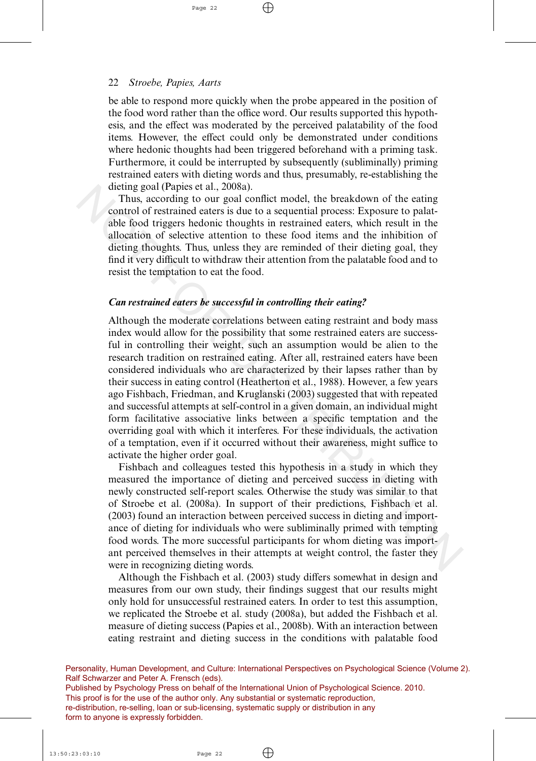be able to respond more quickly when the probe appeared in the position of the food word rather than the office word. Our results supported this hypothesis, and the effect was moderated by the perceived palatability of the food items. However, the effect could only be demonstrated under conditions where hedonic thoughts had been triggered beforehand with a priming task. Furthermore, it could be interrupted by subsequently (subliminally) priming restrained eaters with dieting words and thus, presumably, re-establishing the dieting goal (Papies et al., 2008a).

Thus, according to our goal conflict model, the breakdown of the eating control of restrained eaters is due to a sequential process: Exposure to palatable food triggers hedonic thoughts in restrained eaters, which result in the allocation of selective attention to these food items and the inhibition of dieting thoughts. Thus, unless they are reminded of their dieting goal, they find it very difficult to withdraw their attention from the palatable food and to resist the temptation to eat the food.

### *Can restrained eaters be successful in controlling their eating?*

Although the moderate correlations between eating restraint and body mass index would allow for the possibility that some restrained eaters are successful in controlling their weight, such an assumption would be alien to the research tradition on restrained eating. After all, restrained eaters have been considered individuals who are characterized by their lapses rather than by their success in eating control (Heatherton et al., 1988). However, a few years ago Fishbach, Friedman, and Kruglanski (2003) suggested that with repeated and successful attempts at self-control in a given domain, an individual might form facilitative associative links between a specific temptation and the overriding goal with which it interferes. For these individuals, the activation of a temptation, even if it occurred without their awareness, might suffice to activate the higher order goal.

Fishbach and colleagues tested this hypothesis in a study in which they measured the importance of dieting and perceived success in dieting with newly constructed self-report scales. Otherwise the study was similar to that of Stroebe et al. (2008a). In support of their predictions, Fishbach et al. (2003) found an interaction between perceived success in dieting and importance of dieting for individuals who were subliminally primed with tempting food words. The more successful participants for whom dieting was important perceived themselves in their attempts at weight control, the faster they were in recognizing dieting words.

Although the Fishbach et al. (2003) study differs somewhat in design and measures from our own study, their findings suggest that our results might only hold for unsuccessful restrained eaters. In order to test this assumption, we replicated the Stroebe et al. study (2008a), but added the Fishbach et al. measure of dieting success (Papies et al., 2008b). With an interaction between eating restraint and dieting success in the conditions with palatable food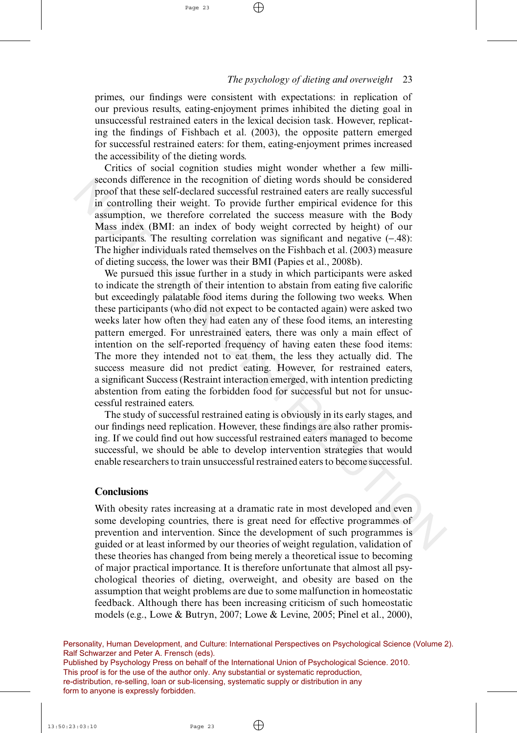primes, our findings were consistent with expectations: in replication of our previous results, eating-enjoyment primes inhibited the dieting goal in unsuccessful restrained eaters in the lexical decision task. However, replicating the findings of Fishbach et al. (2003), the opposite pattern emerged for successful restrained eaters: for them, eating-enjoyment primes increased the accessibility of the dieting words.

Critics of social cognition studies might wonder whether a few milliseconds difference in the recognition of dieting words should be considered proof that these self-declared successful restrained eaters are really successful in controlling their weight. To provide further empirical evidence for this assumption, we therefore correlated the success measure with the Body Mass index (BMI: an index of body weight corrected by height) of our participants. The resulting correlation was significant and negative (–.48): The higher individuals rated themselves on the Fishbach et al. (2003) measure of dieting success, the lower was their BMI (Papies et al., 2008b).

We pursued this issue further in a study in which participants were asked to indicate the strength of their intention to abstain from eating five calorific but exceedingly palatable food items during the following two weeks. When these participants (who did not expect to be contacted again) were asked two weeks later how often they had eaten any of these food items, an interesting pattern emerged. For unrestrained eaters, there was only a main effect of intention on the self-reported frequency of having eaten these food items: The more they intended not to eat them, the less they actually did. The success measure did not predict eating. However, for restrained eaters, a significant Success (Restraint interaction emerged, with intention predicting abstention from eating the forbidden food for successful but not for unsuccessful restrained eaters.

The study of successful restrained eating is obviously in its early stages, and our findings need replication. However, these findings are also rather promising. If we could find out how successful restrained eaters managed to become successful, we should be able to develop intervention strategies that would enable researchers to train unsuccessful restrained eaters to become successful.

## Conclusions

With obesity rates increasing at a dramatic rate in most developed and even some developing countries, there is great need for effective programmes of prevention and intervention. Since the development of such programmes is guided or at least informed by our theories of weight regulation, validation of these theories has changed from being merely a theoretical issue to becoming of major practical importance. It is therefore unfortunate that almost all psychological theories of dieting, overweight, and obesity are based on the assumption that weight problems are due to some malfunction in homeostatic feedback. Although there has been increasing criticism of such homeostatic models (e.g., Lowe & Butryn, 2007; Lowe & Levine, 2005; Pinel et al., 2000),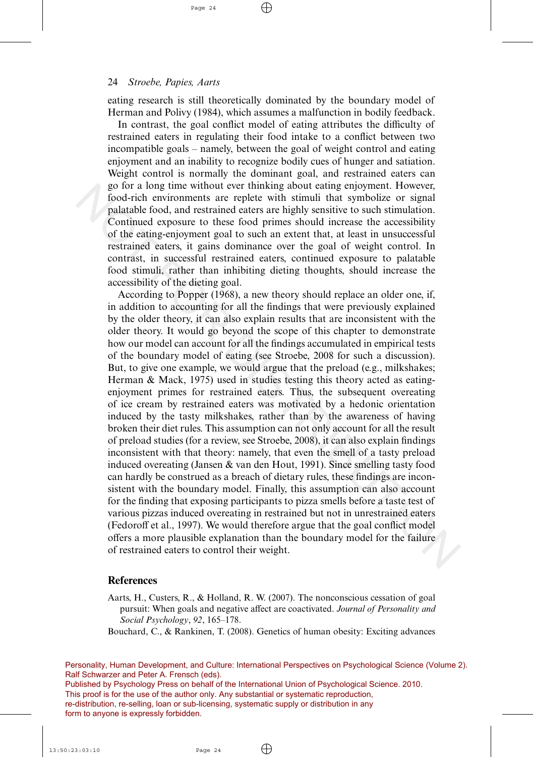eating research is still theoretically dominated by the boundary model of Herman and Polivy (1984), which assumes a malfunction in bodily feedback.

In contrast, the goal conflict model of eating attributes the difficulty of restrained eaters in regulating their food intake to a conflict between two incompatible goals – namely, between the goal of weight control and eating enjoyment and an inability to recognize bodily cues of hunger and satiation. Weight control is normally the dominant goal, and restrained eaters can go for a long time without ever thinking about eating enjoyment. However, food-rich environments are replete with stimuli that symbolize or signal palatable food, and restrained eaters are highly sensitive to such stimulation. Continued exposure to these food primes should increase the accessibility of the eating-enjoyment goal to such an extent that, at least in unsuccessful restrained eaters, it gains dominance over the goal of weight control. In contrast, in successful restrained eaters, continued exposure to palatable food stimuli, rather than inhibiting dieting thoughts, should increase the accessibility of the dieting goal.

According to Popper (1968), a new theory should replace an older one, if, in addition to accounting for all the findings that were previously explained by the older theory, it can also explain results that are inconsistent with the older theory. It would go beyond the scope of this chapter to demonstrate how our model can account for all the findings accumulated in empirical tests of the boundary model of eating (see Stroebe, 2008 for such a discussion). But, to give one example, we would argue that the preload (e.g., milkshakes; Herman & Mack, 1975) used in studies testing this theory acted as eating-enjoyment primes for restrained eaters. Thus, the subsequent overeating of ice cream by restrained eaters was motivated by a hedonic orientation induced by the tasty milkshakes, rather than by the awareness of having broken their diet rules. This assumption can not only account for all the result of preload studies (for a review, see Stroebe, 2008), it can also explain findings inconsistent with that theory: namely, that even the smell of a tasty preload induced overeating (Jansen & van den Hout, 1991). Since smelling tasty food can hardly be construed as a breach of dietary rules, these findings are inconsistent with the boundary model. Finally, this assumption can also account for the finding that exposing participants to pizza smells before a taste test of various pizzas induced overeating in restrained but not in unrestrained eaters (Fedoroff et al., 1997). We would therefore argue that the goal conflict model offers a more plausible explanation than the boundary model for the failure of restrained eaters to control their weight.

## References

Aarts, H., Custers, R., & Holland, R. W. (2007). The nonconscious cessation of goal pursuit: When goals and negative affect are coactivated. *Journal of Personality and Social Psychology*, *92*, 165–178.

Bouchard, C., & Rankinen, T. (2008). Genetics of human obesity: Exciting advances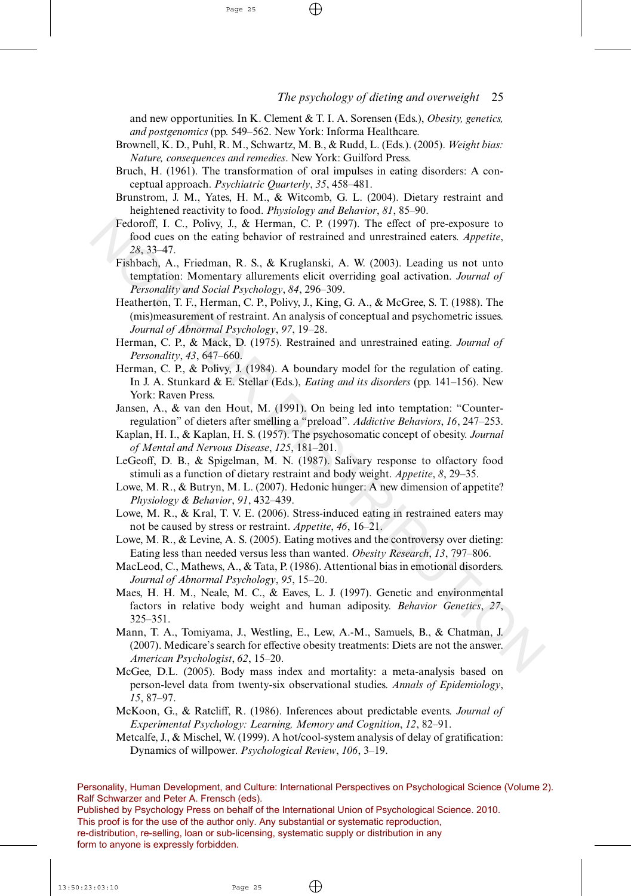and new opportunities. In K. Clement & T. I. A. Sorensen (Eds.), *Obesity, genetics, and postgenomics* (pp. 549–562. New York: Informa Healthcare.

Brownell, K. D., Puhl, R. M., Schwartz, M. B., & Rudd, L. (Eds.). (2005). *Weight bias: Nature, consequences and remedies*. New York: Guilford Press.

Bruch, H. (1961). The transformation of oral impulses in eating disorders: A conceptual approach. *Psychiatric Quarterly*, *35*, 458–481.

Brunstrom, J. M., Yates, H. M., & Witcomb, G. L. (2004). Dietary restraint and heightened reactivity to food. *Physiology and Behavior*, *81*, 85–90.

Fedoroff, I. C., Polivy, J., & Herman, C. P. (1997). The effect of pre-exposure to food cues on the eating behavior of restrained and unrestrained eaters. *Appetite*, *28*, 33–47.

Fishbach, A., Friedman, R. S., & Kruglanski, A. W. (2003). Leading us not unto temptation: Momentary allurements elicit overriding goal activation. *Journal of Personality and Social Psychology*, *84*, 296–309.

Heatherton, T. F., Herman, C. P., Polivy, J., King, G. A., & McGree, S. T. (1988). The (mis)measurement of restraint. An analysis of conceptual and psychometric issues. *Journal of Abnormal Psychology*, *97*, 19–28.

Herman, C. P., & Mack, D. (1975). Restrained and unrestrained eating. *Journal of Personality*, *43*, 647–660.

Herman, C. P., & Polivy, J. (1984). A boundary model for the regulation of eating. In J. A. Stunkard & E. Stellar (Eds.), *Eating and its disorders* (pp. 141–156). New York: Raven Press.

Jansen, A., & van den Hout, M. (1991). On being led into temptation: "Counterregulation" of dieters after smelling a "preload". *Addictive Behaviors*, *16*, 247–253.

Kaplan, H. I., & Kaplan, H. S. (1957). The psychosomatic concept of obesity. *Journal of Mental and Nervous Disease*, *125*, 181–201.

LeGeoff, D. B., & Spigelman, M. N. (1987). Salivary response to olfactory food stimuli as a function of dietary restraint and body weight. *Appetite*, *8*, 29–35.

Lowe, M. R., & Butryn, M. L. (2007). Hedonic hunger: A new dimension of appetite? *Physiology & Behavior*, *91*, 432–439.

Lowe, M. R., & Kral, T. V. E. (2006). Stress-induced eating in restrained eaters may not be caused by stress or restraint. *Appetite*, *46*, 16–21.

Lowe, M. R., & Levine, A. S. (2005). Eating motives and the controversy over dieting: Eating less than needed versus less than wanted. *Obesity Research*, *13*, 797–806.

MacLeod, C., Mathews, A., & Tata, P. (1986). Attentional bias in emotional disorders. *Journal of Abnormal Psychology*, *95*, 15–20.

Maes, H. H. M., Neale, M. C., & Eaves, L. J. (1997). Genetic and environmental factors in relative body weight and human adiposity. *Behavior Genetics*, *27*, 325–351.

Mann, T. A., Tomiyama, J., Westling, E., Lew, A.-M., Samuels, B., & Chatman, J. (2007). Medicare's search for effective obesity treatments: Diets are not the answer. *American Psychologist*, *62*, 15–20.

McGee, D.L. (2005). Body mass index and mortality: a meta-analysis based on person-level data from twenty-six observational studies. *Annals of Epidemiology*, *15*, 87–97.

McKoon, G., & Ratcliff, R. (1986). Inferences about predictable events. *Journal of Experimental Psychology: Learning, Memory and Cognition*, *12*, 82–91.

Metcalfe, J., & Mischel, W. (1999). A hot/cool-system analysis of delay of gratification: Dynamics of willpower. *Psychological Review*, *106*, 3–19.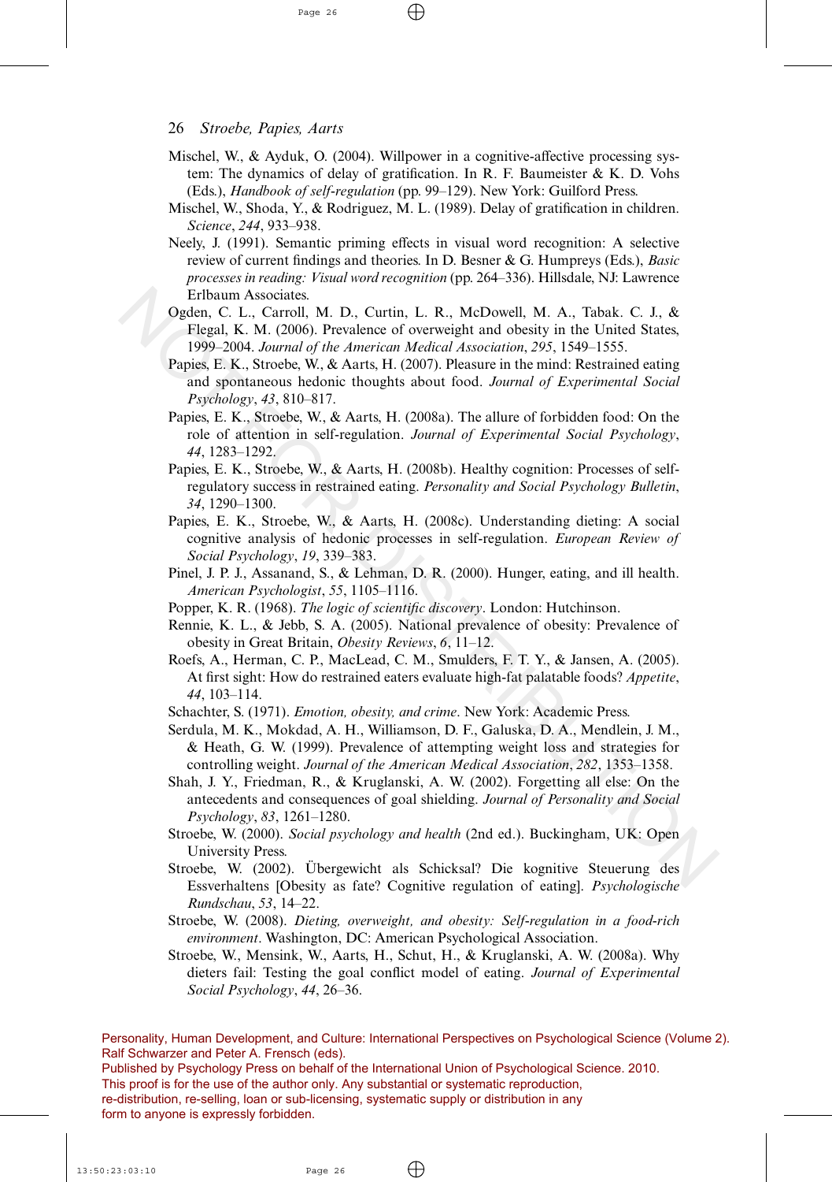Mischel, W., & Ayduk, O. (2004). Willpower in a cognitive-affective processing system: The dynamics of delay of gratification. In R. F. Baumeister & K. D. Vohs (Eds.), *Handbook of self-regulation* (pp. 99–129). New York: Guilford Press.

Mischel, W., Shoda, Y., & Rodriguez, M. L. (1989). Delay of gratification in children. *Science*, *244*, 933–938.

Neely, J. (1991). Semantic priming effects in visual word recognition: A selective review of current findings and theories. In D. Besner & G. Humpreys (Eds.), *Basic processes in reading: Visual word recognition* (pp. 264–336). Hillsdale, NJ: Lawrence Erlbaum Associates.

Ogden, C. L., Carroll, M. D., Curtin, L. R., McDowell, M. A., Tabak. C. J., & Flegal, K. M. (2006). Prevalence of overweight and obesity in the United States, 1999–2004. *Journal of the American Medical Association*, *295*, 1549–1555.

Papies, E. K., Stroebe, W., & Aarts, H. (2007). Pleasure in the mind: Restrained eating and spontaneous hedonic thoughts about food. *Journal of Experimental Social Psychology*, *43*, 810–817.

Papies, E. K., Stroebe, W., & Aarts, H. (2008a). The allure of forbidden food: On the role of attention in self-regulation. *Journal of Experimental Social Psychology*, *44*, 1283–1292.

Papies, E. K., Stroebe, W., & Aarts, H. (2008b). Healthy cognition: Processes of self-regulatory success in restrained eating. *Personality and Social Psychology Bulletin*, *34*, 1290–1300.

Papies, E. K., Stroebe, W., & Aarts, H. (2008c). Understanding dieting: A social cognitive analysis of hedonic processes in self-regulation. *European Review of Social Psychology*, *19*, 339–383.

Pinel, J. P. J., Assanand, S., & Lehman, D. R. (2000). Hunger, eating, and ill health. *American Psychologist*, *55*, 1105–1116.

Popper, K. R. (1968). *The logic of scientific discovery*. London: Hutchinson.

Rennie, K. L., & Jebb, S. A. (2005). National prevalence of obesity: Prevalence of obesity in Great Britain, *Obesity Reviews*, *6*, 11–12.

Roefs, A., Herman, C. P., MacLead, C. M., Smulders, F. T. Y., & Jansen, A. (2005). At first sight: How do restrained eaters evaluate high-fat palatable foods? *Appetite*, *44*, 103–114.

Schachter, S. (1971). *Emotion, obesity, and crime*. New York: Academic Press.

Serdula, M. K., Mokdad, A. H., Williamson, D. F., Galuska, D. A., Mendlein, J. M., & Heath, G. W. (1999). Prevalence of attempting weight loss and strategies for controlling weight. *Journal of the American Medical Association*, *282*, 1353–1358.

Shah, J. Y., Friedman, R., & Kruglanski, A. W. (2002). Forgetting all else: On the antecedents and consequences of goal shielding. *Journal of Personality and Social Psychology*, *83*, 1261–1280.

Stroebe, W. (2000). *Social psychology and health* (2nd ed.). Buckingham, UK: Open University Press.

Stroebe, W. (2002). Übergewicht als Schicksal? Die kognitive Steuerung des Essverhaltens [Obesity as fate? Cognitive regulation of eating]. *Psychologische Rundschau*, *53*, 14–22.

Stroebe, W. (2008). *Dieting, overweight, and obesity: Self-regulation in a food-rich environment*. Washington, DC: American Psychological Association.

Stroebe, W., Mensink, W., Aarts, H., Schut, H., & Kruglanski, A. W. (2008a). Why dieters fail: Testing the goal conflict model of eating. *Journal of Experimental Social Psychology*, *44*, 26–36.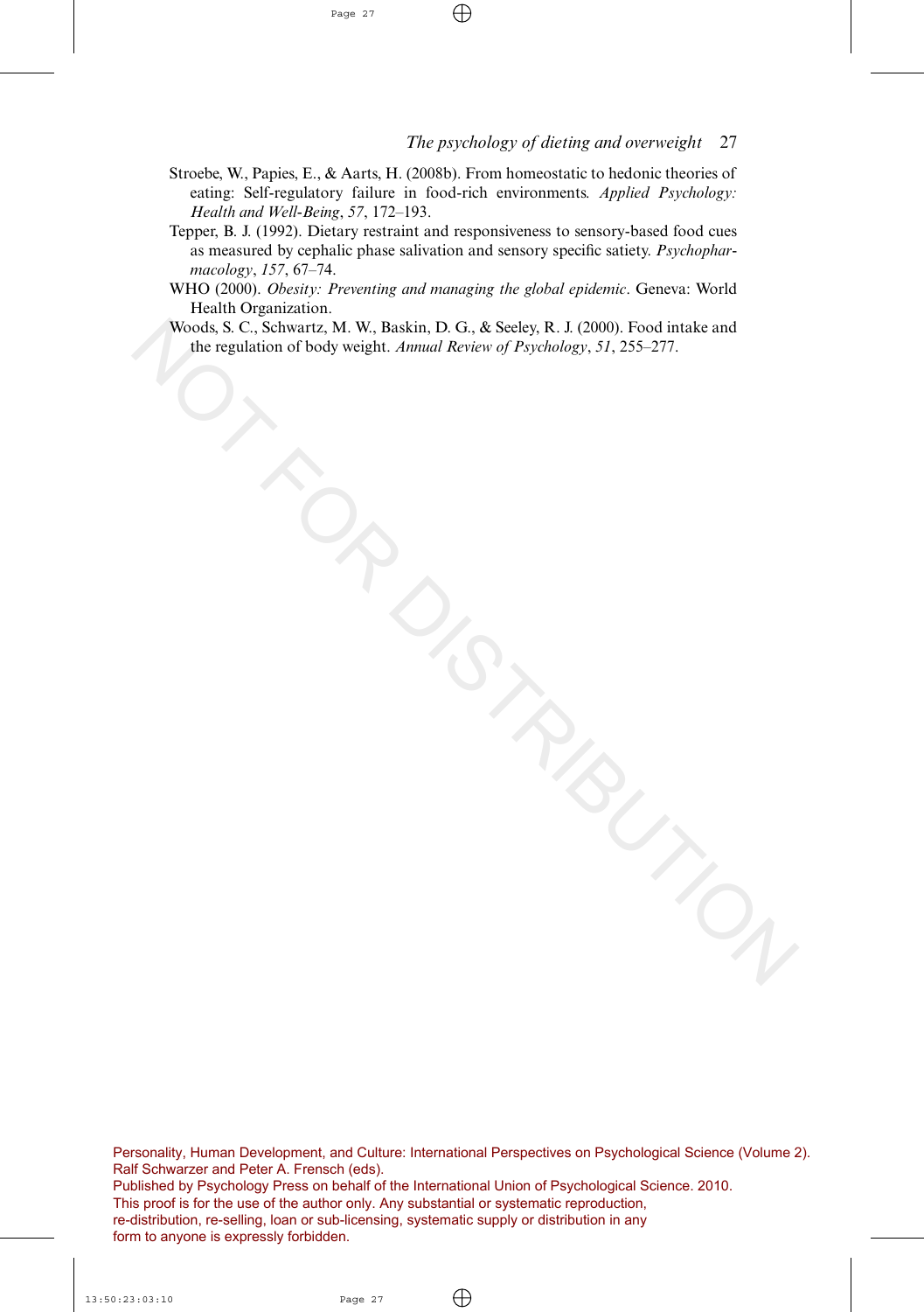Stroebe, W., Papies, E., & Aarts, H. (2008b). From homeostatic to hedonic theories of eating: Self-regulatory failure in food-rich environments. *Applied Psychology: Health and Well-Being*, *57*, 172–193.

Tepper, B. J. (1992). Dietary restraint and responsiveness to sensory-based food cues as measured by cephalic phase salivation and sensory specific satiety. *Psychopharmacology*, *157*, 67–74.

WHO (2000). *Obesity: Preventing and managing the global epidemic*. Geneva: World Health Organization.

Woods, S. C., Schwartz, M. W., Baskin, D. G., & Seeley, R. J. (2000). Food intake and the regulation of body weight. *Annual Review of Psychology*, *51*, 255–277.